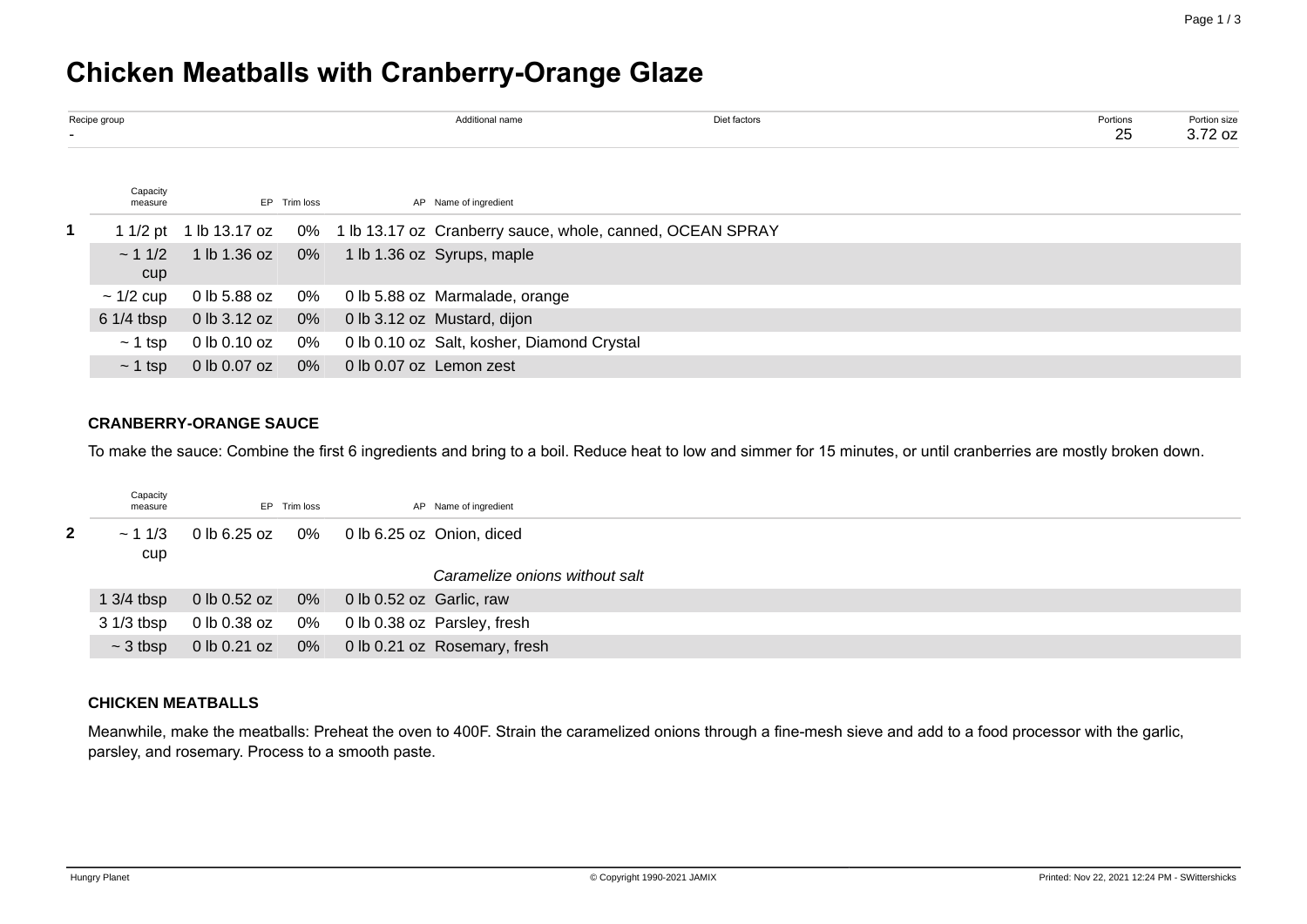# Chicken Meatballs with Cranberry-Orange Glaze

| Recipe group | Additional name | Diet factors | Portions | Portion size |
|---|---|---|---|---|
| - | | | 25 | 3.72 oz |

| | Capacity measure | EP | Trim loss | AP | Name of ingredient |
|---|---|---|---|---|---|
| **1** | 1 1/2 pt | 1 lb 13.17 oz | 0% | 1 lb 13.17 oz | Cranberry sauce, whole, canned, OCEAN SPRAY |
| | ~ 1 1/2 cup | 1 lb 1.36 oz | 0% | 1 lb 1.36 oz | Syrups, maple |
| | ~ 1/2 cup | 0 lb 5.88 oz | 0% | 0 lb 5.88 oz | Marmalade, orange |
| | 6 1/4 tbsp | 0 lb 3.12 oz | 0% | 0 lb 3.12 oz | Mustard, dijon |
| | ~ 1 tsp | 0 lb 0.10 oz | 0% | 0 lb 0.10 oz | Salt, kosher, Diamond Crystal |
| | ~ 1 tsp | 0 lb 0.07 oz | 0% | 0 lb 0.07 oz | Lemon zest |

**CRANBERRY-ORANGE SAUCE**

To make the sauce: Combine the first 6 ingredients and bring to a boil. Reduce heat to low and simmer for 15 minutes, or until cranberries are mostly broken down.

| | Capacity measure | EP | Trim loss | AP | Name of ingredient |
|---|---|---|---|---|---|
| **2** | ~ 1 1/3 cup | 0 lb 6.25 oz | 0% | 0 lb 6.25 oz | Onion, diced |
| | | | | | *Caramelize onions without salt* |
| | 1 3/4 tbsp | 0 lb 0.52 oz | 0% | 0 lb 0.52 oz | Garlic, raw |
| | 3 1/3 tbsp | 0 lb 0.38 oz | 0% | 0 lb 0.38 oz | Parsley, fresh |
| | ~ 3 tbsp | 0 lb 0.21 oz | 0% | 0 lb 0.21 oz | Rosemary, fresh |

**CHICKEN MEATBALLS**

Meanwhile, make the meatballs: Preheat the oven to 400F. Strain the caramelized onions through a fine-mesh sieve and add to a food processor with the garlic, parsley, and rosemary. Process to a smooth paste.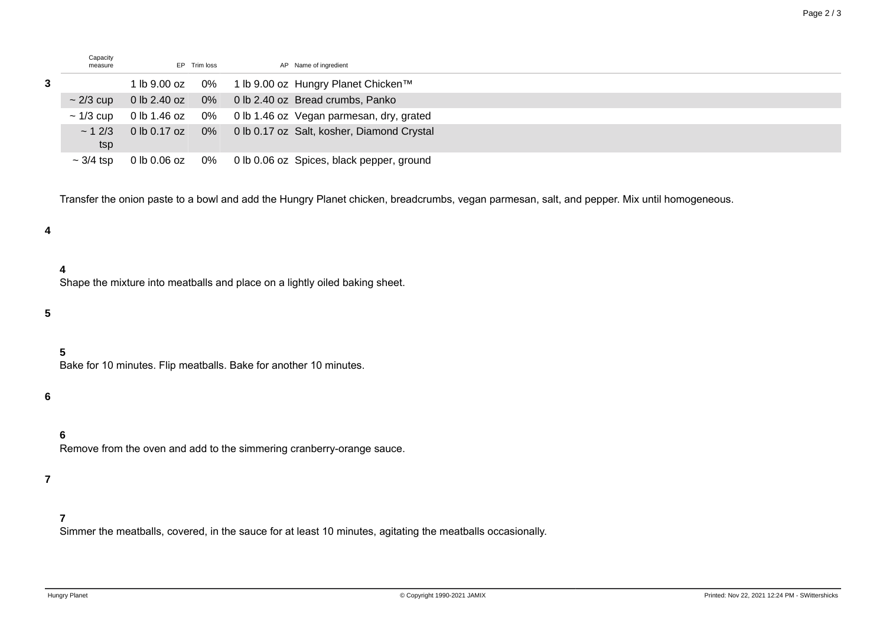| | Capacity measure | EP | Trim loss | AP | Name of ingredient |
|---|---|---|---|---|---|
| 3 | | 1 lb 9.00 oz | 0% | 1 lb 9.00 oz | Hungry Planet Chicken™ |
| | ~ 2/3 cup | 0 lb 2.40 oz | 0% | 0 lb 2.40 oz | Bread crumbs, Panko |
| | ~ 1/3 cup | 0 lb 1.46 oz | 0% | 0 lb 1.46 oz | Vegan parmesan, dry, grated |
| | ~ 1 2/3 tsp | 0 lb 0.17 oz | 0% | 0 lb 0.17 oz | Salt, kosher, Diamond Crystal |
| | ~ 3/4 tsp | 0 lb 0.06 oz | 0% | 0 lb 0.06 oz | Spices, black pepper, ground |

Transfer the onion paste to a bowl and add the Hungry Planet chicken, breadcrumbs, vegan parmesan, salt, and pepper. Mix until homogeneous.

**4**

**4**
Shape the mixture into meatballs and place on a lightly oiled baking sheet.

**5**

**5**
Bake for 10 minutes. Flip meatballs. Bake for another 10 minutes.

**6**

**6**
Remove from the oven and add to the simmering cranberry-orange sauce.

**7**

**7**
Simmer the meatballs, covered, in the sauce for at least 10 minutes, agitating the meatballs occasionally.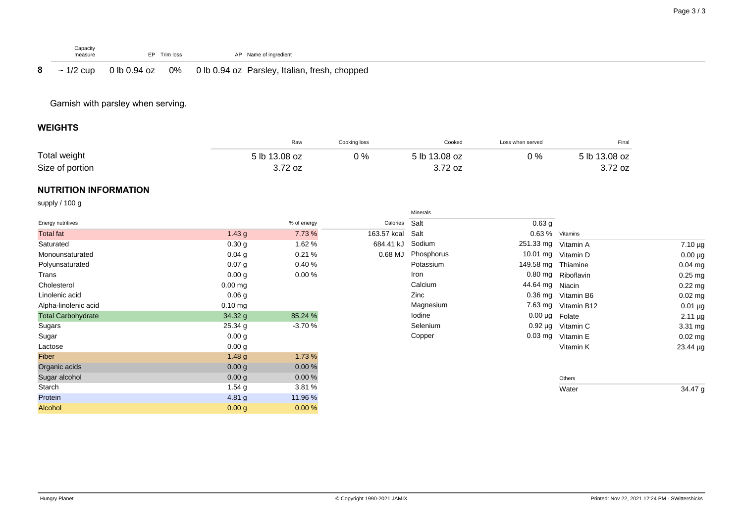| | Capacity measure | EP | Trim loss | AP | Name of ingredient |
|---|---|---|---|---|---|
| **8** | ~ 1/2 cup | 0 lb 0.94 oz | 0% | 0 lb 0.94 oz | Parsley, Italian, fresh, chopped |

Garnish with parsley when serving.

## WEIGHTS

| | Raw | Cooking loss | Cooked | Loss when served | Final |
|---|---|---|---|---|---|
| Total weight | 5 lb 13.08 oz | 0 % | 5 lb 13.08 oz | 0 % | 5 lb 13.08 oz |
| Size of portion | 3.72 oz | | 3.72 oz | | 3.72 oz |

## NUTRITION INFORMATION

supply / 100 g

| Energy nutritives | | % of energy |
|---|---|---|
| Total fat | 1.43 g | 7.73 % |
| Saturated | 0.30 g | 1.62 % |
| Monounsaturated | 0.04 g | 0.21 % |
| Polyunsaturated | 0.07 g | 0.40 % |
| Trans | 0.00 g | 0.00 % |
| Cholesterol | 0.00 mg | |
| Linolenic acid | 0.06 g | |
| Alpha-linolenic acid | 0.10 mg | |
| Total Carbohydrate | 34.32 g | 85.24 % |
| Sugars | 25.34 g | -3.70 % |
| Sugar | 0.00 g | |
| Lactose | 0.00 g | |
| Fiber | 1.48 g | 1.73 % |
| Organic acids | 0.00 g | 0.00 % |
| Sugar alcohol | 0.00 g | 0.00 % |
| Starch | 1.54 g | 3.81 % |
| Protein | 4.81 g | 11.96 % |
| Alcohol | 0.00 g | 0.00 % |

| Calories |
|---|
| 163.57 kcal |
| 684.41 kJ |
| 0.68 MJ |

| Minerals | |
|---|---|
| Salt | 0.63 g |
| Salt | 0.63 % |
| Sodium | 251.33 mg |
| Phosphorus | 10.01 mg |
| Potassium | 149.58 mg |
| Iron | 0.80 mg |
| Calcium | 44.64 mg |
| Zinc | 0.36 mg |
| Magnesium | 7.63 mg |
| Iodine | 0.00 µg |
| Selenium | 0.92 µg |
| Copper | 0.03 mg |

| Vitamins | |
|---|---|
| Vitamin A | 7.10 µg |
| Vitamin D | 0.00 µg |
| Thiamine | 0.04 mg |
| Riboflavin | 0.25 mg |
| Niacin | 0.22 mg |
| Vitamin B6 | 0.02 mg |
| Vitamin B12 | 0.01 µg |
| Folate | 2.11 µg |
| Vitamin C | 3.31 mg |
| Vitamin E | 0.02 mg |
| Vitamin K | 23.44 µg |

| Others | |
|---|---|
| Water | 34.47 g |

Hungry Planet

© Copyright 1990-2021 JAMIX

Printed: Nov 22, 2021 12:24 PM - SWittershicks